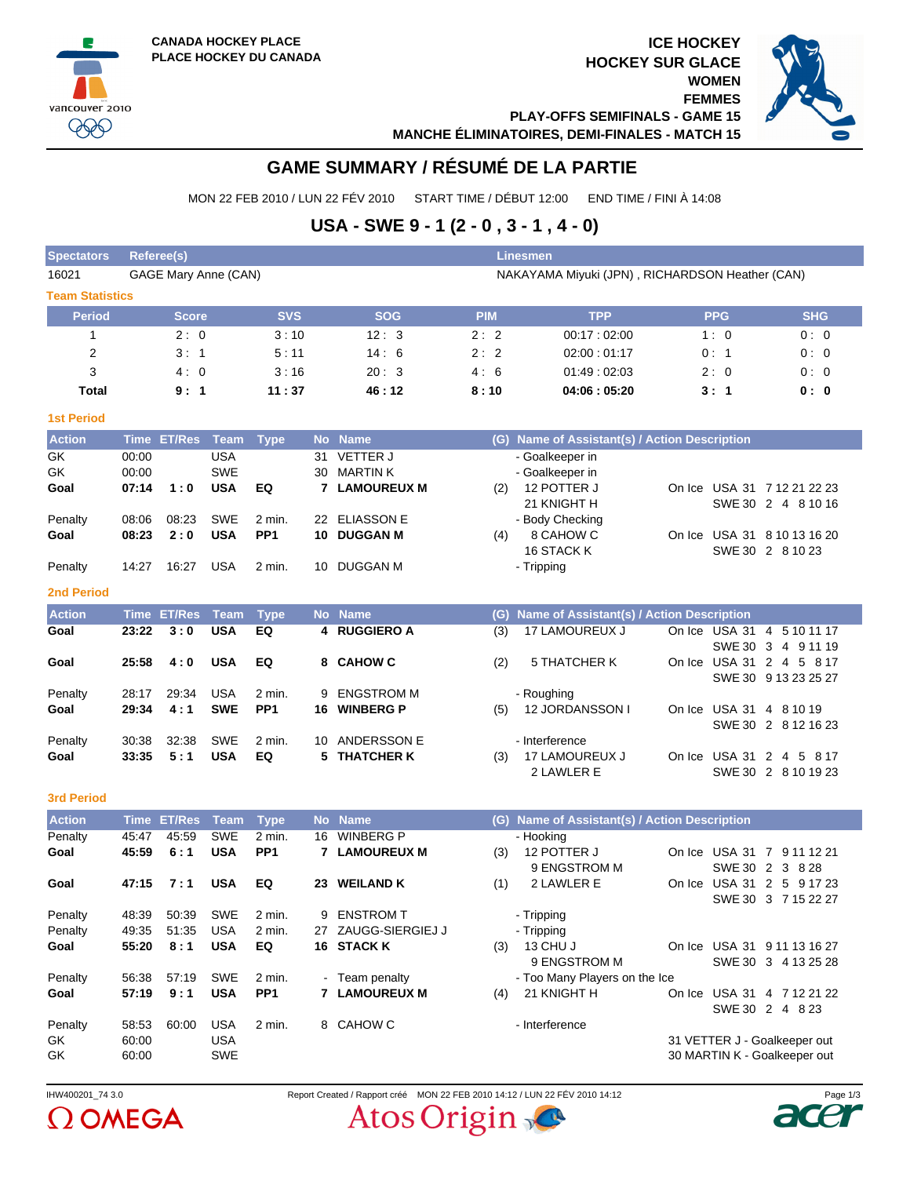CANADA HOCKEY PLACE
PLACE HOCKEY DU CANADA

ICE HOCKEY
HOCKEY SUR GLACE
WOMEN
FEMMES
PLAY-OFFS SEMIFINALS - GAME 15
MANCHE ÉLIMINATOIRES, DEMI-FINALES - MATCH 15

# GAME SUMMARY / RÉSUMÉ DE LA PARTIE

MON 22 FEB 2010 / LUN 22 FÉV 2010 START TIME / DÉBUT 12:00 END TIME / FINI À 14:08

## USA - SWE 9 - 1 (2 - 0 , 3 - 1 , 4 - 0)

| Spectators | Referee(s) | Linesmen |
|---|---|---|
| 16021 | GAGE Mary Anne (CAN) | NAKAYAMA Miyuki (JPN) , RICHARDSON Heather (CAN) |

**Team Statistics**

| Period | Score | SVS | SOG | PIM | TPP | PPG | SHG |
|---|---|---|---|---|---|---|---|
| 1 | 2 : 0 | 3 : 10 | 12 : 3 | 2 : 2 | 00:17 : 02:00 | 1 : 0 | 0 : 0 |
| 2 | 3 : 1 | 5 : 11 | 14 : 6 | 2 : 2 | 02:00 : 01:17 | 0 : 1 | 0 : 0 |
| 3 | 4 : 0 | 3 : 16 | 20 : 3 | 4 : 6 | 01:49 : 02:03 | 2 : 0 | 0 : 0 |
| **Total** | **9 : 1** | **11 : 37** | **46 : 12** | **8 : 10** | **04:06 : 05:20** | **3 : 1** | **0 : 0** |

**1st Period**

| Action | Time | ET/Res | Team | Type | No | Name | (G) | Name of Assistant(s) / Action Description | On Ice |
|---|---|---|---|---|---|---|---|---|---|
| GK | 00:00 | | USA | | 31 | VETTER J | | - Goalkeeper in | |
| GK | 00:00 | | SWE | | 30 | MARTIN K | | - Goalkeeper in | |
| **Goal** | **07:14** | **1 : 0** | **USA** | **EQ** | **7** | **LAMOUREUX M** | (2) | 12 POTTER J<br>21 KNIGHT H | USA 31 7 12 21 22 23<br>SWE 30 2 4 8 10 16 |
| Penalty | 08:06 | 08:23 | SWE | 2 min. | 22 | ELIASSON E | | - Body Checking | |
| **Goal** | **08:23** | **2 : 0** | **USA** | **PP1** | **10** | **DUGGAN M** | (4) | 8 CAHOW C<br>16 STACK K | USA 31 8 10 13 16 20<br>SWE 30 2 8 10 23 |
| Penalty | 14:27 | 16:27 | USA | 2 min. | 10 | DUGGAN M | | - Tripping | |

**2nd Period**

| Action | Time | ET/Res | Team | Type | No | Name | (G) | Name of Assistant(s) / Action Description | On Ice |
|---|---|---|---|---|---|---|---|---|---|
| **Goal** | **23:22** | **3 : 0** | **USA** | **EQ** | **4** | **RUGGIERO A** | (3) | 17 LAMOUREUX J | USA 31 4 5 10 11 17<br>SWE 30 3 4 9 11 19 |
| **Goal** | **25:58** | **4 : 0** | **USA** | **EQ** | **8** | **CAHOW C** | (2) | 5 THATCHER K | USA 31 2 4 5 8 17<br>SWE 30 9 13 23 25 27 |
| Penalty | 28:17 | 29:34 | USA | 2 min. | 9 | ENGSTROM M | | - Roughing | |
| **Goal** | **29:34** | **4 : 1** | **SWE** | **PP1** | **16** | **WINBERG P** | (5) | 12 JORDANSSON I | USA 31 4 8 10 19<br>SWE 30 2 8 12 16 23 |
| Penalty | 30:38 | 32:38 | SWE | 2 min. | 10 | ANDERSSON E | | - Interference | |
| **Goal** | **33:35** | **5 : 1** | **USA** | **EQ** | **5** | **THATCHER K** | (3) | 17 LAMOUREUX J<br>2 LAWLER E | USA 31 2 4 5 8 17<br>SWE 30 2 8 10 19 23 |

**3rd Period**

| Action | Time | ET/Res | Team | Type | No | Name | (G) | Name of Assistant(s) / Action Description | On Ice |
|---|---|---|---|---|---|---|---|---|---|
| Penalty | 45:47 | 45:59 | SWE | 2 min. | 16 | WINBERG P | | - Hooking | |
| **Goal** | **45:59** | **6 : 1** | **USA** | **PP1** | **7** | **LAMOUREUX M** | (3) | 12 POTTER J<br>9 ENGSTROM M | USA 31 7 9 11 12 21<br>SWE 30 2 3 8 28 |
| **Goal** | **47:15** | **7 : 1** | **USA** | **EQ** | **23** | **WEILAND K** | (1) | 2 LAWLER E | USA 31 2 5 9 17 23<br>SWE 30 3 7 15 22 27 |
| Penalty | 48:39 | 50:39 | SWE | 2 min. | 9 | ENSTROM T | | - Tripping | |
| Penalty | 49:35 | 51:35 | USA | 2 min. | 27 | ZAUGG-SIERGIEJ J | | - Tripping | |
| **Goal** | **55:20** | **8 : 1** | **USA** | **EQ** | **16** | **STACK K** | (3) | 13 CHU J<br>9 ENGSTROM M | USA 31 9 11 13 16 27<br>SWE 30 3 4 13 25 28 |
| Penalty | 56:38 | 57:19 | SWE | 2 min. | - | Team penalty | | - Too Many Players on the Ice | |
| **Goal** | **57:19** | **9 : 1** | **USA** | **PP1** | **7** | **LAMOUREUX M** | (4) | 21 KNIGHT H | USA 31 4 7 12 21 22<br>SWE 30 2 4 8 23 |
| Penalty | 58:53 | 60:00 | USA | 2 min. | 8 | CAHOW C | | - Interference | |
| GK | 60:00 | | USA | | | | | | 31 VETTER J - Goalkeeper out |
| GK | 60:00 | | SWE | | | | | | 30 MARTIN K - Goalkeeper out |

IHW400201_74 3.0 Report Created / Rapport créé MON 22 FEB 2010 14:12 / LUN 22 FÉV 2010 14:12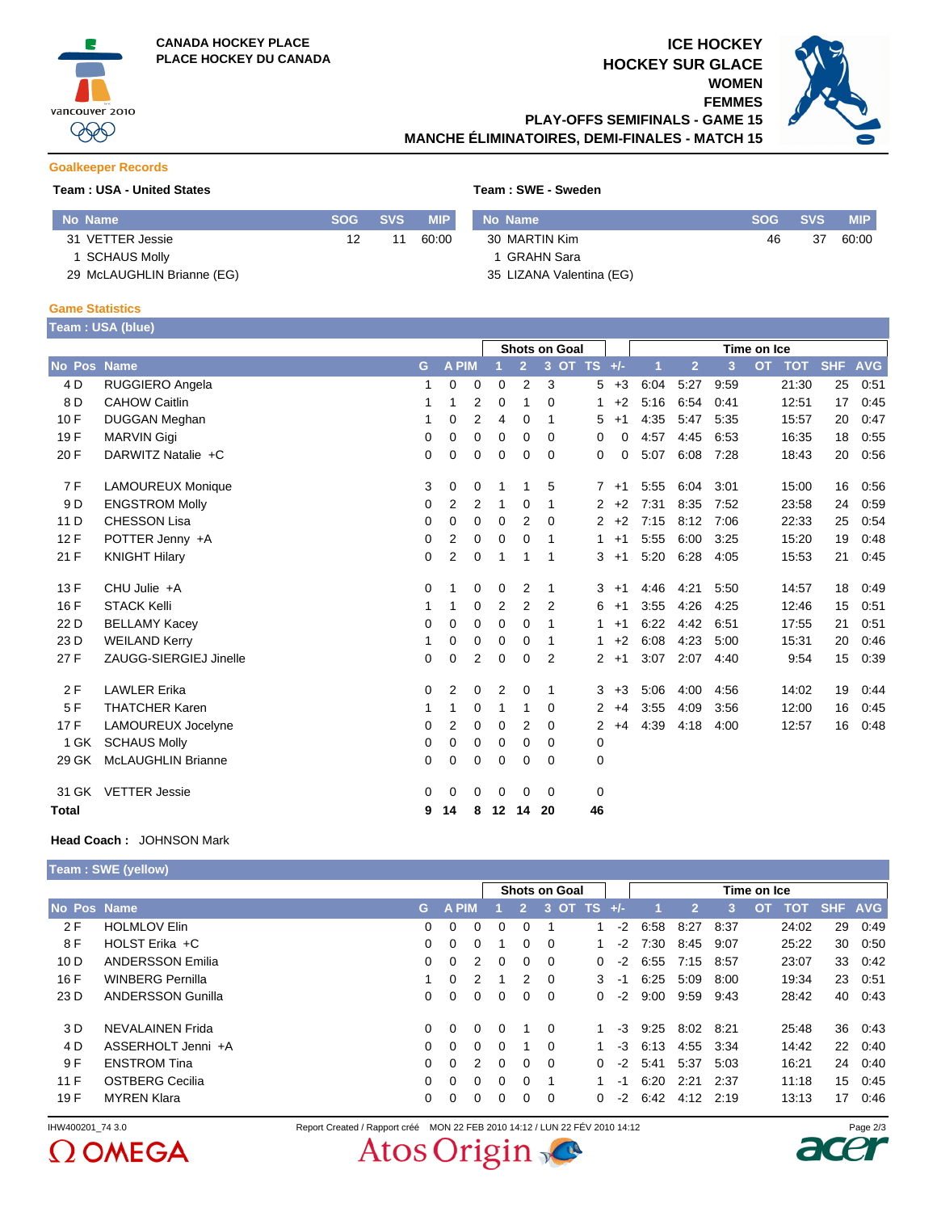CANADA HOCKEY PLACE
PLACE HOCKEY DU CANADA

# ICE HOCKEY
# HOCKEY SUR GLACE
## WOMEN
## FEMMES
## PLAY-OFFS SEMIFINALS - GAME 15
## MANCHE ÉLIMINATOIRES, DEMI-FINALES - MATCH 15

### Goalkeeper Records

**Team : USA - United States**

| No | Name | SOG | SVS | MIP |
|---|---|---|---|---|
| 31 | VETTER Jessie | 12 | 11 | 60:00 |
| 1 | SCHAUS Molly | | | |
| 29 | McLAUGHLIN Brianne (EG) | | | |

**Team : SWE - Sweden**

| No | Name | SOG | SVS | MIP |
|---|---|---|---|---|
| 30 | MARTIN Kim | 46 | 37 | 60:00 |
| 1 | GRAHN Sara | | | |
| 35 | LIZANA Valentina (EG) | | | |

### Game Statistics

**Team : USA (blue)**

| | | | | | | Shots on Goal | | | | | | Time on Ice | | | | | | |
|---|---|---|---|---|---|---|---|---|---|---|---|---|---|---|---|---|---|---|
| No | Pos | Name | G | A | PIM | 1 | 2 | 3 | OT | TS | +/- | 1 | 2 | 3 | OT | TOT | SHF | AVG |
| 4 | D | RUGGIERO Angela | 1 | 0 | 0 | 0 | 2 | 3 | | 5 | +3 | 6:04 | 5:27 | 9:59 | | 21:30 | 25 | 0:51 |
| 8 | D | CAHOW Caitlin | 1 | 1 | 2 | 0 | 1 | 0 | | 1 | +2 | 5:16 | 6:54 | 0:41 | | 12:51 | 17 | 0:45 |
| 10 | F | DUGGAN Meghan | 1 | 0 | 2 | 4 | 0 | 1 | | 5 | +1 | 4:35 | 5:47 | 5:35 | | 15:57 | 20 | 0:47 |
| 19 | F | MARVIN Gigi | 0 | 0 | 0 | 0 | 0 | 0 | | 0 | 0 | 4:57 | 4:45 | 6:53 | | 16:35 | 18 | 0:55 |
| 20 | F | DARWITZ Natalie +C | 0 | 0 | 0 | 0 | 0 | 0 | | 0 | 0 | 5:07 | 6:08 | 7:28 | | 18:43 | 20 | 0:56 |
| 7 | F | LAMOUREUX Monique | 3 | 0 | 0 | 1 | 1 | 5 | | 7 | +1 | 5:55 | 6:04 | 3:01 | | 15:00 | 16 | 0:56 |
| 9 | D | ENGSTROM Molly | 0 | 2 | 2 | 1 | 0 | 1 | | 2 | +2 | 7:31 | 8:35 | 7:52 | | 23:58 | 24 | 0:59 |
| 11 | D | CHESSON Lisa | 0 | 0 | 0 | 0 | 2 | 0 | | 2 | +2 | 7:15 | 8:12 | 7:06 | | 22:33 | 25 | 0:54 |
| 12 | F | POTTER Jenny +A | 0 | 2 | 0 | 0 | 0 | 1 | | 1 | +1 | 5:55 | 6:00 | 3:25 | | 15:20 | 19 | 0:48 |
| 21 | F | KNIGHT Hilary | 0 | 2 | 0 | 1 | 1 | 1 | | 3 | +1 | 5:20 | 6:28 | 4:05 | | 15:53 | 21 | 0:45 |
| 13 | F | CHU Julie +A | 0 | 1 | 0 | 0 | 2 | 1 | | 3 | +1 | 4:46 | 4:21 | 5:50 | | 14:57 | 18 | 0:49 |
| 16 | F | STACK Kelli | 1 | 1 | 0 | 2 | 2 | 2 | | 6 | +1 | 3:55 | 4:26 | 4:25 | | 12:46 | 15 | 0:51 |
| 22 | D | BELLAMY Kacey | 0 | 0 | 0 | 0 | 0 | 1 | | 1 | +1 | 6:22 | 4:42 | 6:51 | | 17:55 | 21 | 0:51 |
| 23 | D | WEILAND Kerry | 1 | 0 | 0 | 0 | 0 | 1 | | 1 | +2 | 6:08 | 4:23 | 5:00 | | 15:31 | 20 | 0:46 |
| 27 | F | ZAUGG-SIERGIEJ Jinelle | 0 | 0 | 2 | 0 | 0 | 2 | | 2 | +1 | 3:07 | 2:07 | 4:40 | | 9:54 | 15 | 0:39 |
| 2 | F | LAWLER Erika | 0 | 2 | 0 | 2 | 0 | 1 | | 3 | +3 | 5:06 | 4:00 | 4:56 | | 14:02 | 19 | 0:44 |
| 5 | F | THATCHER Karen | 1 | 1 | 0 | 1 | 1 | 0 | | 2 | +4 | 3:55 | 4:09 | 3:56 | | 12:00 | 16 | 0:45 |
| 17 | F | LAMOUREUX Jocelyne | 0 | 2 | 0 | 0 | 2 | 0 | | 2 | +4 | 4:39 | 4:18 | 4:00 | | 12:57 | 16 | 0:48 |
| 1 | GK | SCHAUS Molly | 0 | 0 | 0 | 0 | 0 | 0 | | 0 | | | | | | | | |
| 29 | GK | McLAUGHLIN Brianne | 0 | 0 | 0 | 0 | 0 | 0 | | 0 | | | | | | | | |
| 31 | GK | VETTER Jessie | 0 | 0 | 0 | 0 | 0 | 0 | | 0 | | | | | | | | |
| **Total** | | | **9** | **14** | **8** | **12** | **14** | **20** | | **46** | | | | | | | | |

**Head Coach :** JOHNSON Mark

**Team : SWE (yellow)**

| | | | | | | Shots on Goal | | | | | | Time on Ice | | | | | | |
|---|---|---|---|---|---|---|---|---|---|---|---|---|---|---|---|---|---|---|
| No | Pos | Name | G | A | PIM | 1 | 2 | 3 | OT | TS | +/- | 1 | 2 | 3 | OT | TOT | SHF | AVG |
| 2 | F | HOLMLOV Elin | 0 | 0 | 0 | 0 | 0 | 1 | | 1 | -2 | 6:58 | 8:27 | 8:37 | | 24:02 | 29 | 0:49 |
| 8 | F | HOLST Erika +C | 0 | 0 | 0 | 1 | 0 | 0 | | 1 | -2 | 7:30 | 8:45 | 9:07 | | 25:22 | 30 | 0:50 |
| 10 | D | ANDERSSON Emilia | 0 | 0 | 2 | 0 | 0 | 0 | | 0 | -2 | 6:55 | 7:15 | 8:57 | | 23:07 | 33 | 0:42 |
| 16 | F | WINBERG Pernilla | 1 | 0 | 2 | 1 | 2 | 0 | | 3 | -1 | 6:25 | 5:09 | 8:00 | | 19:34 | 23 | 0:51 |
| 23 | D | ANDERSSON Gunilla | 0 | 0 | 0 | 0 | 0 | 0 | | 0 | -2 | 9:00 | 9:59 | 9:43 | | 28:42 | 40 | 0:43 |
| 3 | D | NEVALAINEN Frida | 0 | 0 | 0 | 0 | 1 | 0 | | 1 | -3 | 9:25 | 8:02 | 8:21 | | 25:48 | 36 | 0:43 |
| 4 | D | ASSERHOLT Jenni +A | 0 | 0 | 0 | 0 | 1 | 0 | | 1 | -3 | 6:13 | 4:55 | 3:34 | | 14:42 | 22 | 0:40 |
| 9 | F | ENSTROM Tina | 0 | 0 | 2 | 0 | 0 | 0 | | 0 | -2 | 5:41 | 5:37 | 5:03 | | 16:21 | 24 | 0:40 |
| 11 | F | OSTBERG Cecilia | 0 | 0 | 0 | 0 | 0 | 1 | | 1 | -1 | 6:20 | 2:21 | 2:37 | | 11:18 | 15 | 0:45 |
| 19 | F | MYREN Klara | 0 | 0 | 0 | 0 | 0 | 0 | | 0 | -2 | 6:42 | 4:12 | 2:19 | | 13:13 | 17 | 0:46 |

IHW400201_74 3.0 Report Created / Rapport créé MON 22 FEB 2010 14:12 / LUN 22 FÉV 2010 14:12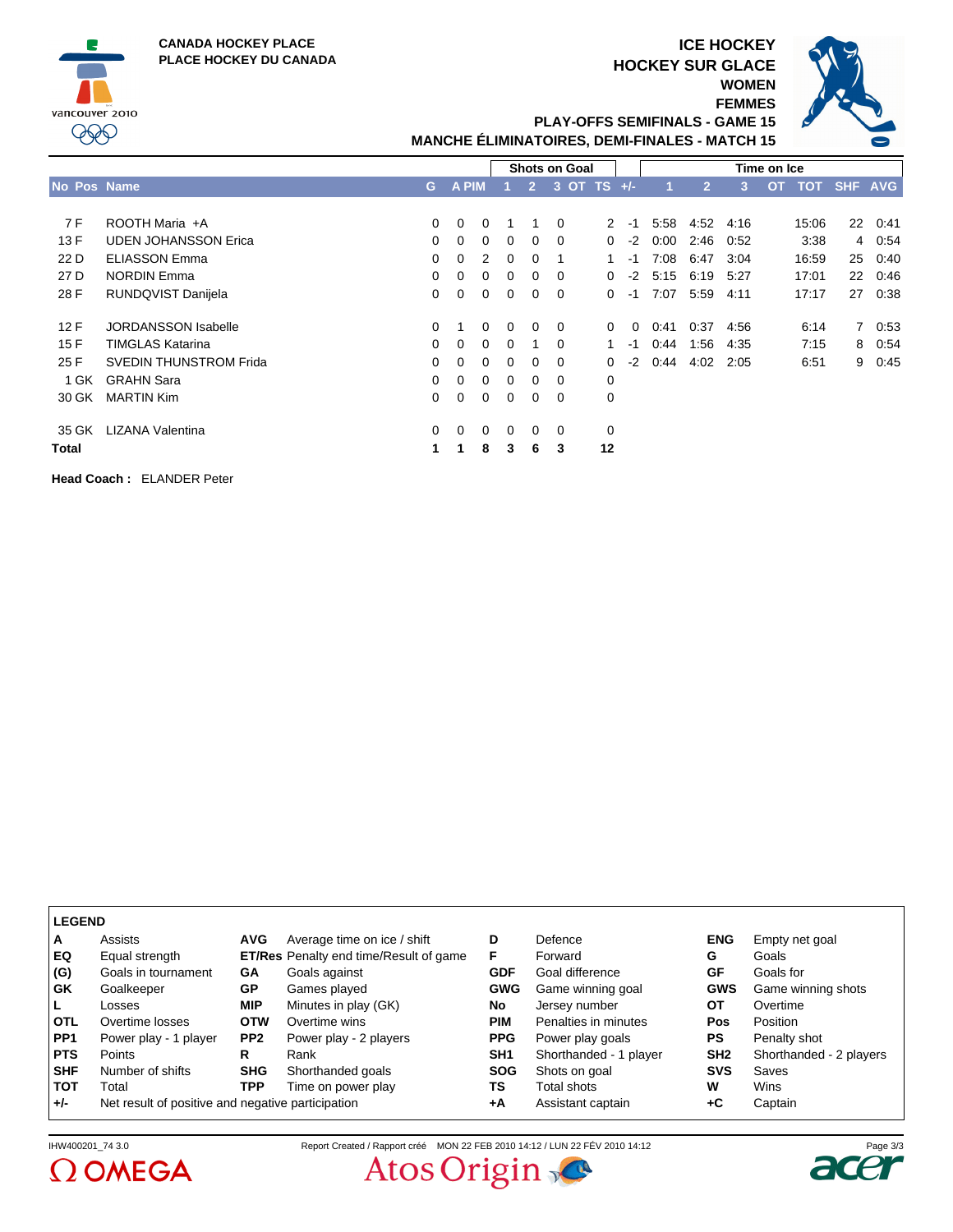CANADA HOCKEY PLACE
PLACE HOCKEY DU CANADA

# ICE HOCKEY
# HOCKEY SUR GLACE
## WOMEN
## FEMMES
### PLAY-OFFS SEMIFINALS - GAME 15
### MANCHE ÉLIMINATOIRES, DEMI-FINALES - MATCH 15

| | | | | | | Shots on Goal | | | | | | Time on Ice | | | | | | |
|---|---|---|---|---|---|---|---|---|---|---|---|---|---|---|---|---|---|---|
| No | Pos | Name | G | A | PIM | 1 | 2 | 3 | OT | TS | +/- | 1 | 2 | 3 | OT | TOT | SHF | AVG |
| 7 | F | ROOTH Maria +A | 0 | 0 | 0 | 1 | 1 | 0 | | 2 | -1 | 5:58 | 4:52 | 4:16 | | 15:06 | 22 | 0:41 |
| 13 | F | UDEN JOHANSSON Erica | 0 | 0 | 0 | 0 | 0 | 0 | | 0 | -2 | 0:00 | 2:46 | 0:52 | | 3:38 | 4 | 0:54 |
| 22 | D | ELIASSON Emma | 0 | 0 | 2 | 0 | 0 | 1 | | 1 | -1 | 7:08 | 6:47 | 3:04 | | 16:59 | 25 | 0:40 |
| 27 | D | NORDIN Emma | 0 | 0 | 0 | 0 | 0 | 0 | | 0 | -2 | 5:15 | 6:19 | 5:27 | | 17:01 | 22 | 0:46 |
| 28 | F | RUNDQVIST Danijela | 0 | 0 | 0 | 0 | 0 | 0 | | 0 | -1 | 7:07 | 5:59 | 4:11 | | 17:17 | 27 | 0:38 |
| 12 | F | JORDANSSON Isabelle | 0 | 1 | 0 | 0 | 0 | 0 | | 0 | 0 | 0:41 | 0:37 | 4:56 | | 6:14 | 7 | 0:53 |
| 15 | F | TIMGLAS Katarina | 0 | 0 | 0 | 0 | 1 | 0 | | 1 | -1 | 0:44 | 1:56 | 4:35 | | 7:15 | 8 | 0:54 |
| 25 | F | SVEDIN THUNSTROM Frida | 0 | 0 | 0 | 0 | 0 | 0 | | 0 | -2 | 0:44 | 4:02 | 2:05 | | 6:51 | 9 | 0:45 |
| 1 | GK | GRAHN Sara | 0 | 0 | 0 | 0 | 0 | 0 | | 0 | | | | | | | | |
| 30 | GK | MARTIN Kim | 0 | 0 | 0 | 0 | 0 | 0 | | 0 | | | | | | | | |
| 35 | GK | LIZANA Valentina | 0 | 0 | 0 | 0 | 0 | 0 | | 0 | | | | | | | | |
| **Total** | | | **1** | **1** | **8** | **3** | **6** | **3** | | **12** | | | | | | | | |

**Head Coach :** ELANDER Peter

**LEGEND**

| | | | | | | | |
|---|---|---|---|---|---|---|---|
| **A** | Assists | **AVG** | Average time on ice / shift | **D** | Defence | **ENG** | Empty net goal |
| **EQ** | Equal strength | **ET/Res** | Penalty end time/Result of game | **F** | Forward | **G** | Goals |
| **(G)** | Goals in tournament | **GA** | Goals against | **GDF** | Goal difference | **GF** | Goals for |
| **GK** | Goalkeeper | **GP** | Games played | **GWG** | Game winning goal | **GWS** | Game winning shots |
| **L** | Losses | **MIP** | Minutes in play (GK) | **No** | Jersey number | **OT** | Overtime |
| **OTL** | Overtime losses | **OTW** | Overtime wins | **PIM** | Penalties in minutes | **Pos** | Position |
| **PP1** | Power play - 1 player | **PP2** | Power play - 2 players | **PPG** | Power play goals | **PS** | Penalty shot |
| **PTS** | Points | **R** | Rank | **SH1** | Shorthanded - 1 player | **SH2** | Shorthanded - 2 players |
| **SHF** | Number of shifts | **SHG** | Shorthanded goals | **SOG** | Shots on goal | **SVS** | Saves |
| **TOT** | Total | **TPP** | Time on power play | **TS** | Total shots | **W** | Wins |
| **+/-** | Net result of positive and negative participation | | | **+A** | Assistant captain | **+C** | Captain |

IHW400201_74 3.0 Report Created / Rapport créé MON 22 FEB 2010 14:12 / LUN 22 FÉV 2010 14:12